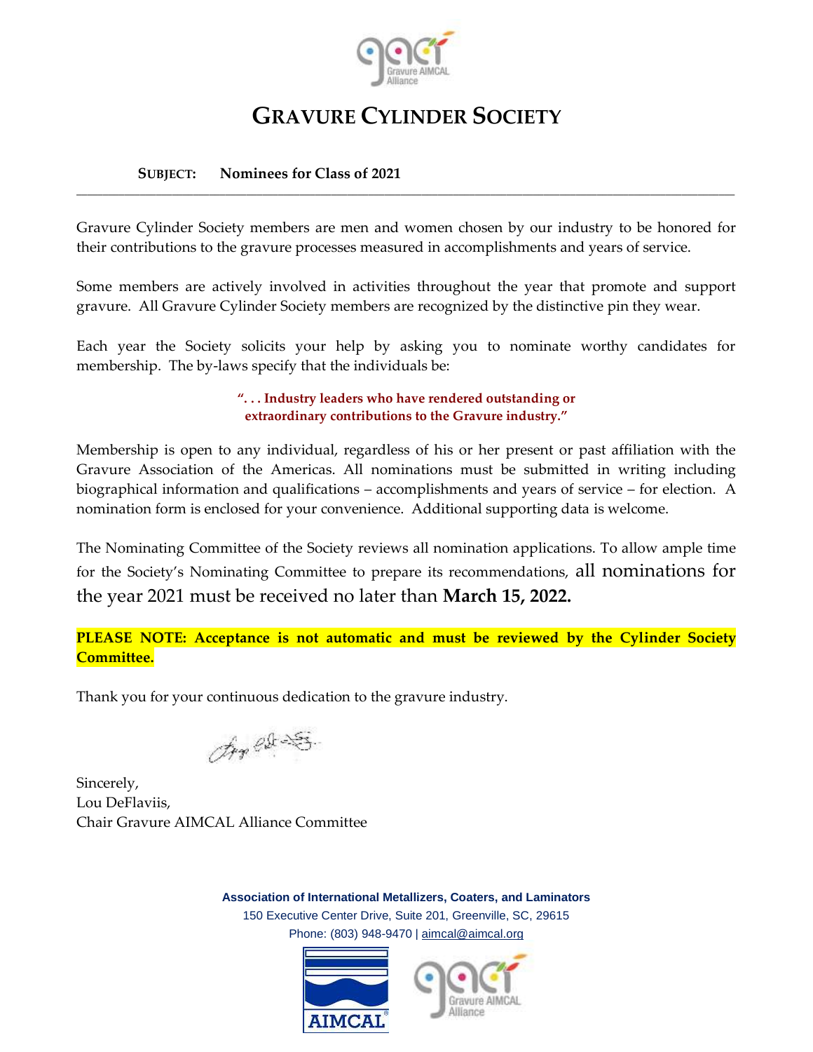# GRAVURE CYLINDER SOCIETY

**SUBJECT:** **Nominees for Class of 2021**

---

Gravure Cylinder Society members are men and women chosen by our industry to be honored for their contributions to the gravure processes measured in accomplishments and years of service.

Some members are actively involved in activities throughout the year that promote and support gravure. All Gravure Cylinder Society members are recognized by the distinctive pin they wear.

Each year the Society solicits your help by asking you to nominate worthy candidates for membership. The by-laws specify that the individuals be:

> **". . . Industry leaders who have rendered outstanding or extraordinary contributions to the Gravure industry."**

Membership is open to any individual, regardless of his or her present or past affiliation with the Gravure Association of the Americas. All nominations must be submitted in writing including biographical information and qualifications – accomplishments and years of service – for election. A nomination form is enclosed for your convenience. Additional supporting data is welcome.

The Nominating Committee of the Society reviews all nomination applications. To allow ample time for the Society's Nominating Committee to prepare its recommendations, all nominations for the year 2021 must be received no later than **March 15, 2022.**

**PLEASE NOTE: Acceptance is not automatic and must be reviewed by the Cylinder Society Committee.**

Thank you for your continuous dedication to the gravure industry.

Sincerely,
Lou DeFlaviis,
Chair Gravure AIMCAL Alliance Committee

**Association of International Metallizers, Coaters, and Laminators**
150 Executive Center Drive, Suite 201, Greenville, SC, 29615
Phone: (803) 948-9470 | aimcal@aimcal.org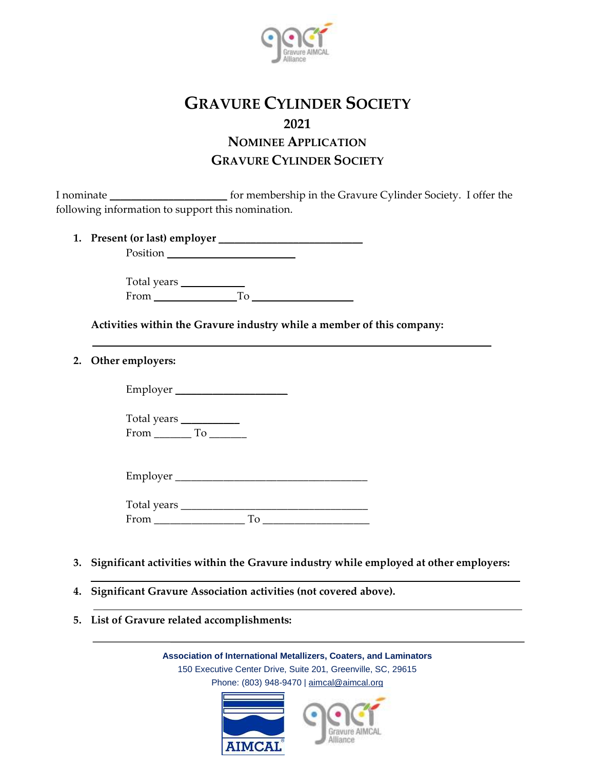# Gravure Cylinder Society

## 2021

## Nominee Application

## Gravure Cylinder Society

I nominate ____________________ for membership in the Gravure Cylinder Society. I offer the following information to support this nomination.

1. **Present (or last) employer** ________________________

   Position ____________________

   Total years __________

   From _____________ To ________________

   **Activities within the Gravure industry while a member of this company:**

   ______________________________________________________________________

2. **Other employers:**

   Employer __________________

   Total years _________

   From ______ To ______

   Employer ________________________________

   Total years ________________________________

   From _______________ To __________________

3. **Significant activities within the Gravure industry while employed at other employers:**

   ______________________________________________________________________

4. **Significant Gravure Association activities (not covered above).**

   ______________________________________________________________________

5. **List of Gravure related accomplishments:**

   ______________________________________________________________________

**Association of International Metallizers, Coaters, and Laminators**

150 Executive Center Drive, Suite 201, Greenville, SC, 29615

Phone: (803) 948-9470 | aimcal@aimcal.org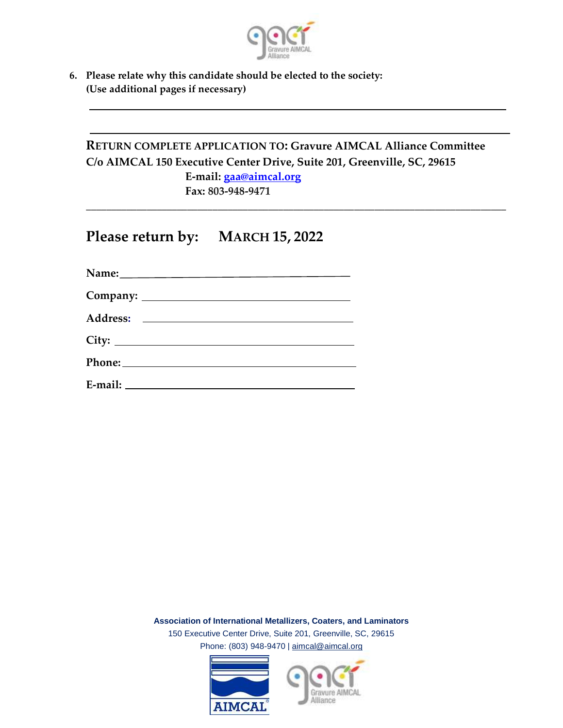6. **Please relate why this candidate should be elected to the society:**
   **(Use additional pages if necessary)**

______________________________________________________________________

______________________________________________________________________

**RETURN COMPLETE APPLICATION TO: Gravure AIMCAL Alliance Committee**
**C/o AIMCAL 150 Executive Center Drive, Suite 201, Greenville, SC, 29615**
**E-mail: [gaa@aimcal.org](mailto:gaa@aimcal.org)**
**Fax: 803-948-9471**

______________________________________________________________________

## Please return by: MARCH 15, 2022

**Name:** ________________________________________

**Company:** ________________________________________

**Address:** ________________________________________

**City:** ________________________________________

**Phone:** ________________________________________

**E-mail:** ________________________________________

**Association of International Metallizers, Coaters, and Laminators**
150 Executive Center Drive, Suite 201, Greenville, SC, 29615
Phone: (803) 948-9470 | [aimcal@aimcal.org](mailto:aimcal@aimcal.org)